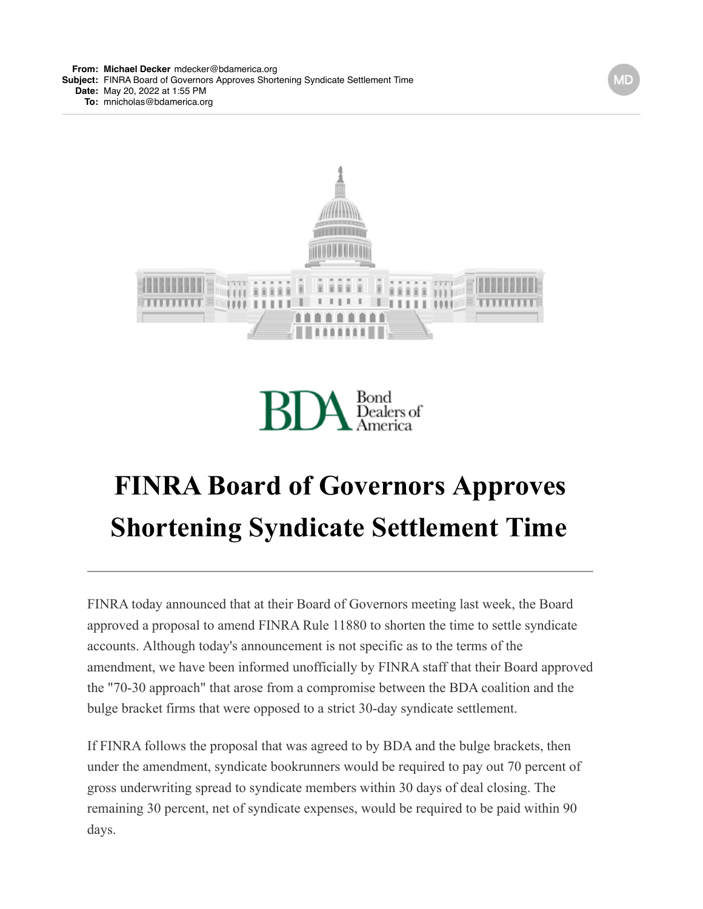**From:** **Michael Decker** mdecker@bdamerica.org
**Subject:** FINRA Board of Governors Approves Shortening Syndicate Settlement Time
**Date:** May 20, 2022 at 1:55 PM
**To:** mnicholas@bdamerica.org

MD

BDA Bond Dealers of America

# FINRA Board of Governors Approves Shortening Syndicate Settlement Time

FINRA today announced that at their Board of Governors meeting last week, the Board approved a proposal to amend FINRA Rule 11880 to shorten the time to settle syndicate accounts. Although today's announcement is not specific as to the terms of the amendment, we have been informed unofficially by FINRA staff that their Board approved the "70-30 approach" that arose from a compromise between the BDA coalition and the bulge bracket firms that were opposed to a strict 30-day syndicate settlement.

If FINRA follows the proposal that was agreed to by BDA and the bulge brackets, then under the amendment, syndicate bookrunners would be required to pay out 70 percent of gross underwriting spread to syndicate members within 30 days of deal closing. The remaining 30 percent, net of syndicate expenses, would be required to be paid within 90 days.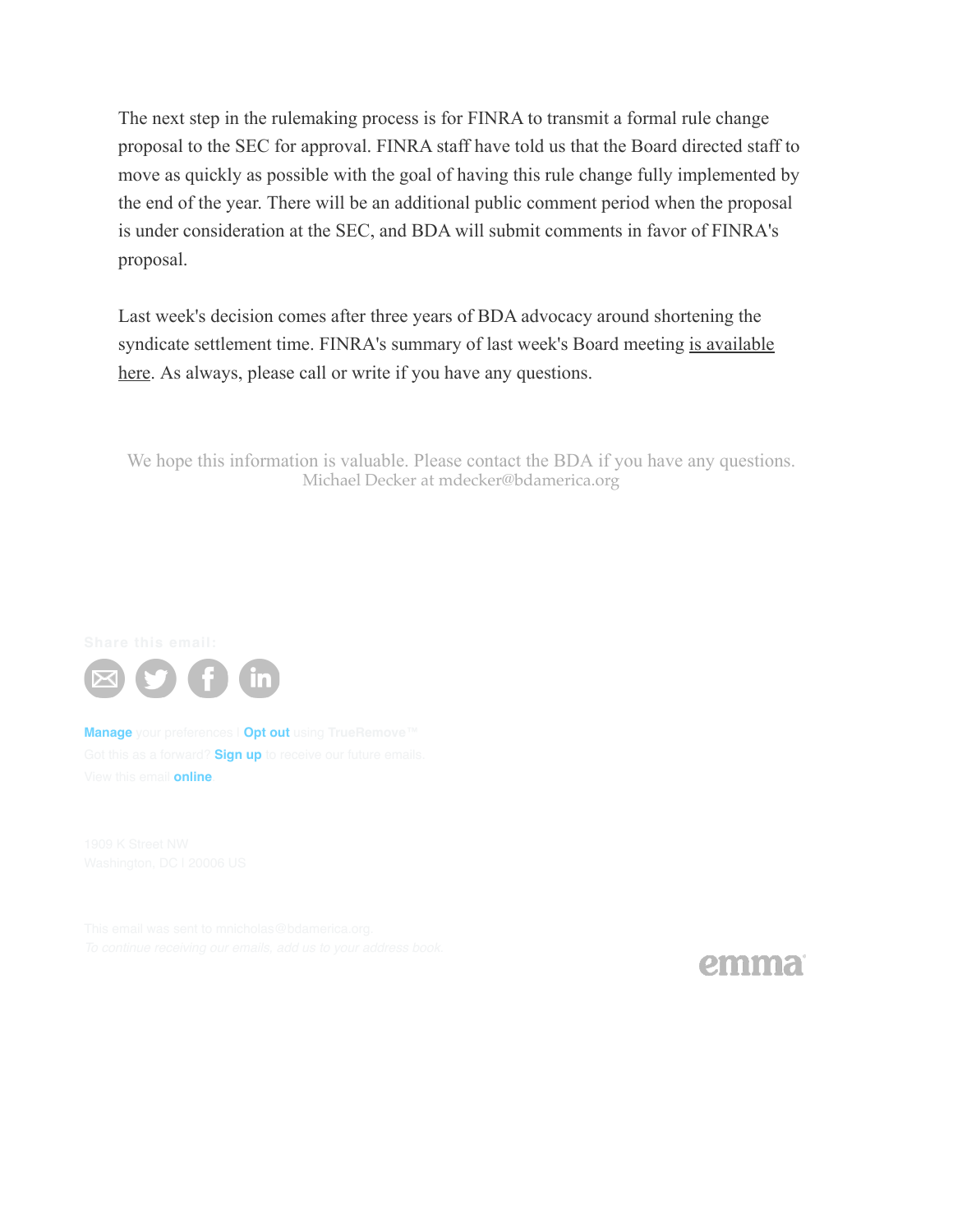The next step in the rulemaking process is for FINRA to transmit a formal rule change proposal to the SEC for approval. FINRA staff have told us that the Board directed staff to move as quickly as possible with the goal of having this rule change fully implemented by the end of the year. There will be an additional public comment period when the proposal is under consideration at the SEC, and BDA will submit comments in favor of FINRA's proposal.

Last week's decision comes after three years of BDA advocacy around shortening the syndicate settlement time. FINRA's summary of last week's Board meeting is available here. As always, please call or write if you have any questions.

We hope this information is valuable. Please contact the BDA if you have any questions.
Michael Decker at mdecker@bdamerica.org

Share this email:

Manage your preferences | Opt out using TrueRemove™
Got this as a forward? Sign up to receive our future emails.
View this email online

1909 K Street NW
Washington, DC | 20006 US

This email was sent to mnicholas@bdamerica.org.
*To continue receiving our emails, add us to your address book.*

emma